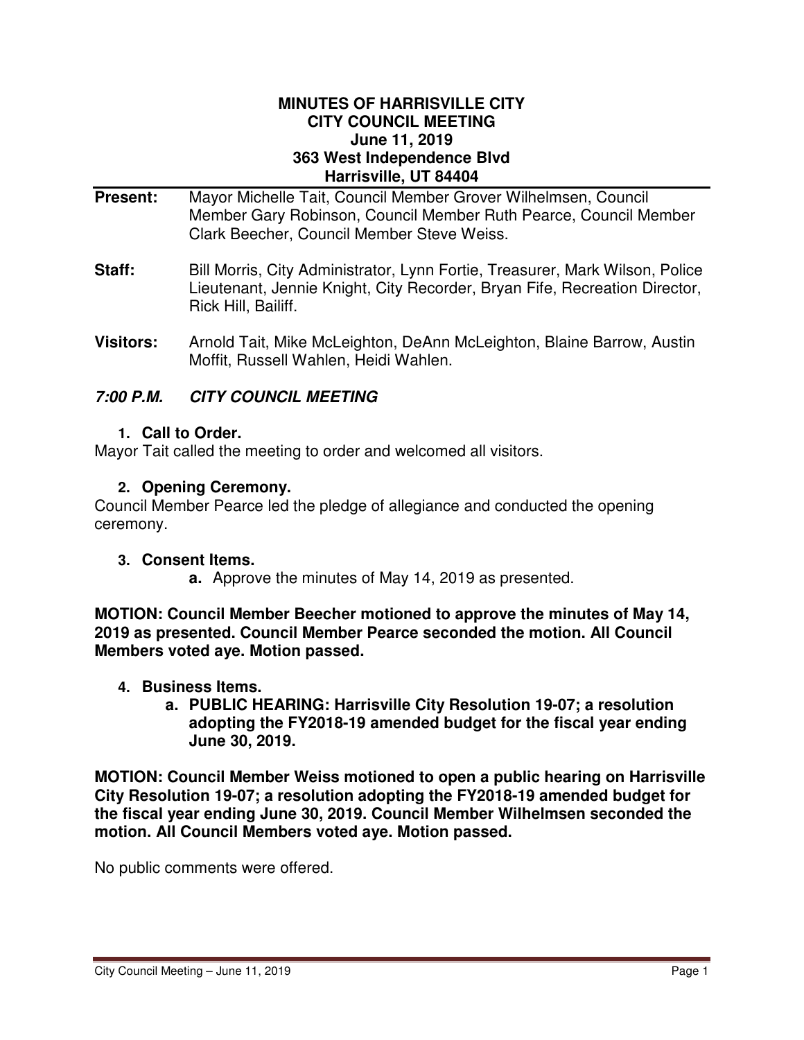**MINUTES OF HARRISVILLE CITY**
**CITY COUNCIL MEETING**
**June 11, 2019**
**363 West Independence Blvd**
**Harrisville, UT 84404**

**Present:** Mayor Michelle Tait, Council Member Grover Wilhelmsen, Council Member Gary Robinson, Council Member Ruth Pearce, Council Member Clark Beecher, Council Member Steve Weiss.

**Staff:** Bill Morris, City Administrator, Lynn Fortie, Treasurer, Mark Wilson, Police Lieutenant, Jennie Knight, City Recorder, Bryan Fife, Recreation Director, Rick Hill, Bailiff.

**Visitors:** Arnold Tait, Mike McLeighton, DeAnn McLeighton, Blaine Barrow, Austin Moffit, Russell Wahlen, Heidi Wahlen.

## *7:00 P.M. CITY COUNCIL MEETING*

**1. Call to Order.**

Mayor Tait called the meeting to order and welcomed all visitors.

**2. Opening Ceremony.**

Council Member Pearce led the pledge of allegiance and conducted the opening ceremony.

**3. Consent Items.**

**a.** Approve the minutes of May 14, 2019 as presented.

**MOTION: Council Member Beecher motioned to approve the minutes of May 14, 2019 as presented. Council Member Pearce seconded the motion. All Council Members voted aye. Motion passed.**

**4. Business Items.**

**a. PUBLIC HEARING: Harrisville City Resolution 19-07; a resolution adopting the FY2018-19 amended budget for the fiscal year ending June 30, 2019.**

**MOTION: Council Member Weiss motioned to open a public hearing on Harrisville City Resolution 19-07; a resolution adopting the FY2018-19 amended budget for the fiscal year ending June 30, 2019. Council Member Wilhelmsen seconded the motion. All Council Members voted aye. Motion passed.**

No public comments were offered.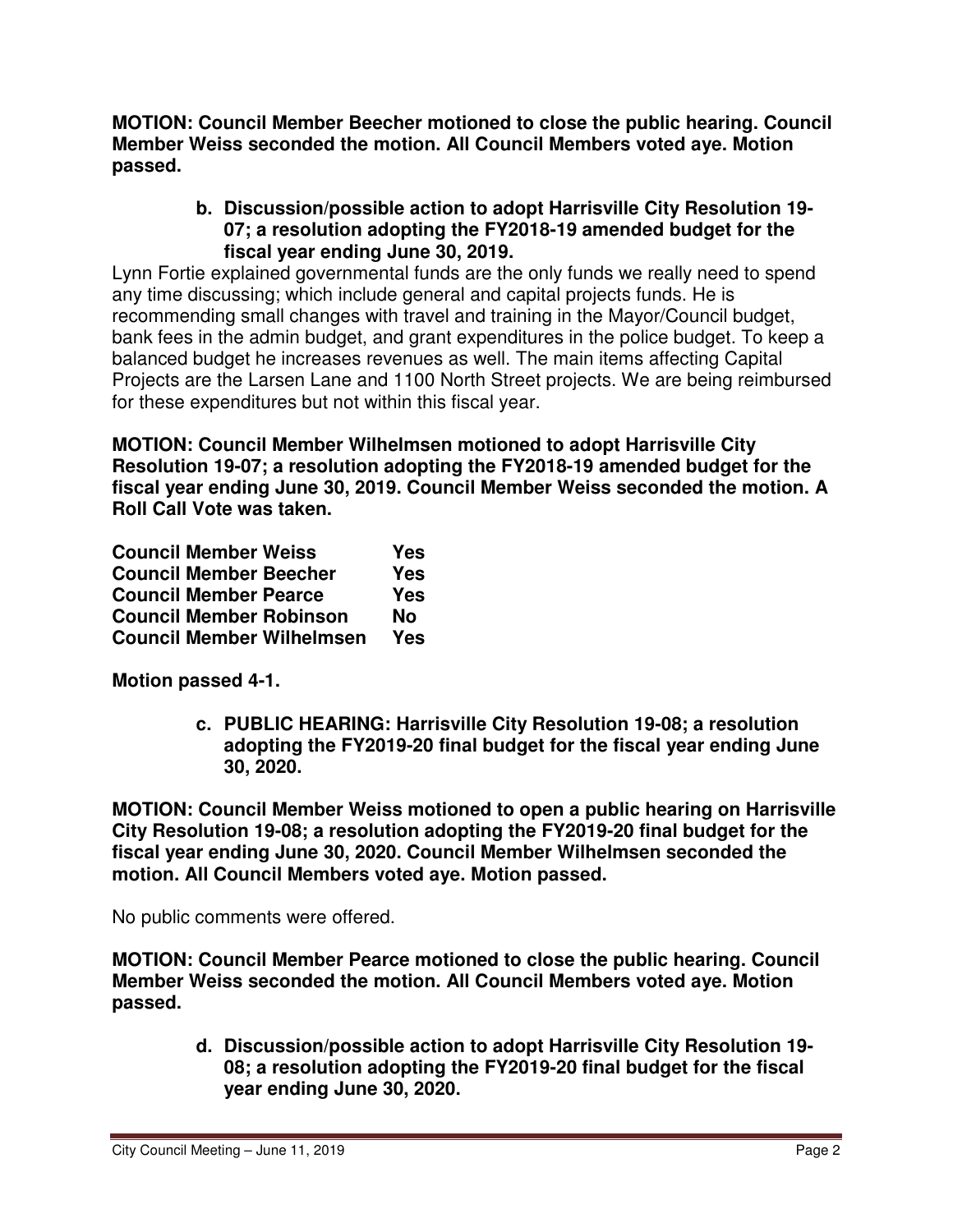**MOTION: Council Member Beecher motioned to close the public hearing. Council Member Weiss seconded the motion. All Council Members voted aye. Motion passed.**

**b. Discussion/possible action to adopt Harrisville City Resolution 19-07; a resolution adopting the FY2018-19 amended budget for the fiscal year ending June 30, 2019.**

Lynn Fortie explained governmental funds are the only funds we really need to spend any time discussing; which include general and capital projects funds. He is recommending small changes with travel and training in the Mayor/Council budget, bank fees in the admin budget, and grant expenditures in the police budget. To keep a balanced budget he increases revenues as well. The main items affecting Capital Projects are the Larsen Lane and 1100 North Street projects. We are being reimbursed for these expenditures but not within this fiscal year.

**MOTION: Council Member Wilhelmsen motioned to adopt Harrisville City Resolution 19-07; a resolution adopting the FY2018-19 amended budget for the fiscal year ending June 30, 2019. Council Member Weiss seconded the motion. A Roll Call Vote was taken.**

| | |
|---|---|
| **Council Member Weiss** | **Yes** |
| **Council Member Beecher** | **Yes** |
| **Council Member Pearce** | **Yes** |
| **Council Member Robinson** | **No** |
| **Council Member Wilhelmsen** | **Yes** |

**Motion passed 4-1.**

**c. PUBLIC HEARING: Harrisville City Resolution 19-08; a resolution adopting the FY2019-20 final budget for the fiscal year ending June 30, 2020.**

**MOTION: Council Member Weiss motioned to open a public hearing on Harrisville City Resolution 19-08; a resolution adopting the FY2019-20 final budget for the fiscal year ending June 30, 2020. Council Member Wilhelmsen seconded the motion. All Council Members voted aye. Motion passed.**

No public comments were offered.

**MOTION: Council Member Pearce motioned to close the public hearing. Council Member Weiss seconded the motion. All Council Members voted aye. Motion passed.**

**d. Discussion/possible action to adopt Harrisville City Resolution 19-08; a resolution adopting the FY2019-20 final budget for the fiscal year ending June 30, 2020.**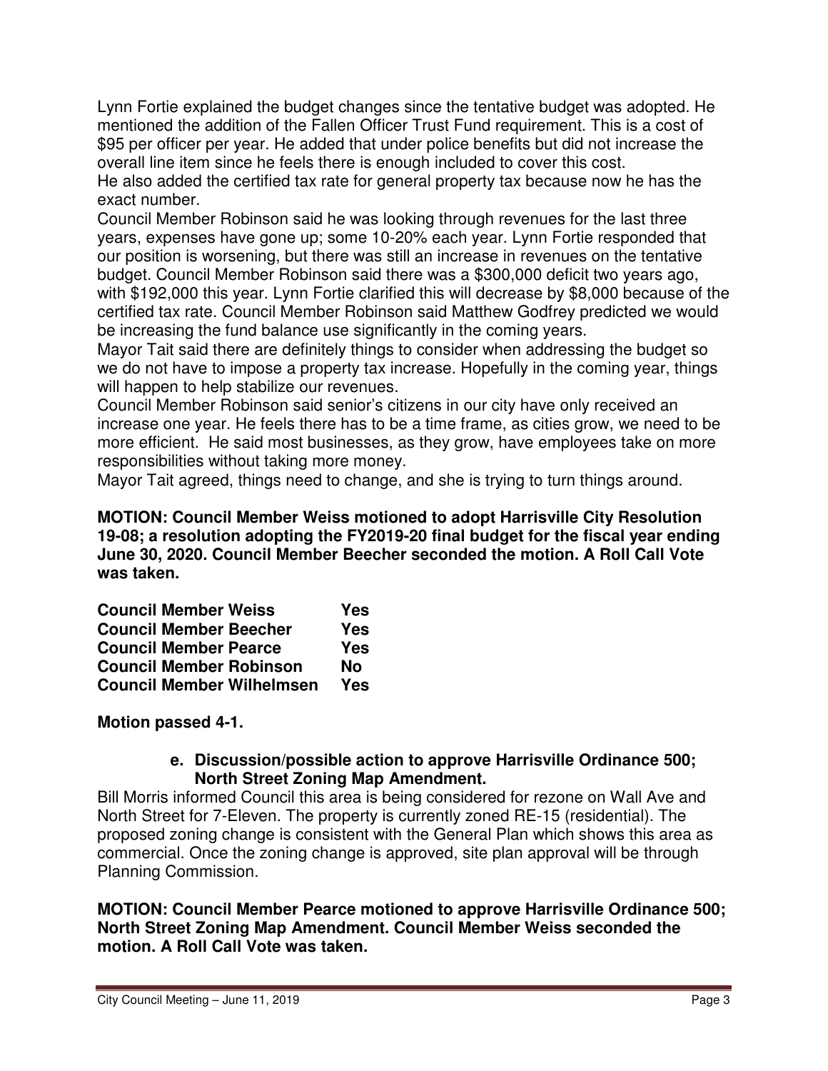Lynn Fortie explained the budget changes since the tentative budget was adopted. He mentioned the addition of the Fallen Officer Trust Fund requirement. This is a cost of $95 per officer per year. He added that under police benefits but did not increase the overall line item since he feels there is enough included to cover this cost.
He also added the certified tax rate for general property tax because now he has the exact number.
Council Member Robinson said he was looking through revenues for the last three years, expenses have gone up; some 10-20% each year. Lynn Fortie responded that our position is worsening, but there was still an increase in revenues on the tentative budget. Council Member Robinson said there was a $300,000 deficit two years ago, with $192,000 this year. Lynn Fortie clarified this will decrease by $8,000 because of the certified tax rate. Council Member Robinson said Matthew Godfrey predicted we would be increasing the fund balance use significantly in the coming years.
Mayor Tait said there are definitely things to consider when addressing the budget so we do not have to impose a property tax increase. Hopefully in the coming year, things will happen to help stabilize our revenues.
Council Member Robinson said senior's citizens in our city have only received an increase one year. He feels there has to be a time frame, as cities grow, we need to be more efficient. He said most businesses, as they grow, have employees take on more responsibilities without taking more money.
Mayor Tait agreed, things need to change, and she is trying to turn things around.

**MOTION: Council Member Weiss motioned to adopt Harrisville City Resolution 19-08; a resolution adopting the FY2019-20 final budget for the fiscal year ending June 30, 2020. Council Member Beecher seconded the motion. A Roll Call Vote was taken.**

| | |
|---|---|
| **Council Member Weiss** | **Yes** |
| **Council Member Beecher** | **Yes** |
| **Council Member Pearce** | **Yes** |
| **Council Member Robinson** | **No** |
| **Council Member Wilhelmsen** | **Yes** |

**Motion passed 4-1.**

**e. Discussion/possible action to approve Harrisville Ordinance 500; North Street Zoning Map Amendment.**

Bill Morris informed Council this area is being considered for rezone on Wall Ave and North Street for 7-Eleven. The property is currently zoned RE-15 (residential). The proposed zoning change is consistent with the General Plan which shows this area as commercial. Once the zoning change is approved, site plan approval will be through Planning Commission.

**MOTION: Council Member Pearce motioned to approve Harrisville Ordinance 500; North Street Zoning Map Amendment. Council Member Weiss seconded the motion. A Roll Call Vote was taken.**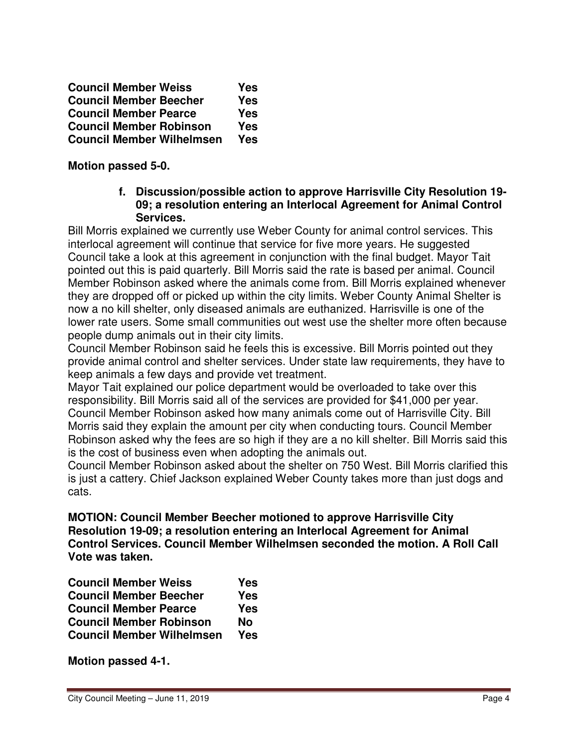| | |
|---|---|
| **Council Member Weiss** | **Yes** |
| **Council Member Beecher** | **Yes** |
| **Council Member Pearce** | **Yes** |
| **Council Member Robinson** | **Yes** |
| **Council Member Wilhelmsen** | **Yes** |

**Motion passed 5-0.**

**f. Discussion/possible action to approve Harrisville City Resolution 19-09; a resolution entering an Interlocal Agreement for Animal Control Services.**

Bill Morris explained we currently use Weber County for animal control services. This interlocal agreement will continue that service for five more years. He suggested Council take a look at this agreement in conjunction with the final budget. Mayor Tait pointed out this is paid quarterly. Bill Morris said the rate is based per animal. Council Member Robinson asked where the animals come from. Bill Morris explained whenever they are dropped off or picked up within the city limits. Weber County Animal Shelter is now a no kill shelter, only diseased animals are euthanized. Harrisville is one of the lower rate users. Some small communities out west use the shelter more often because people dump animals out in their city limits.

Council Member Robinson said he feels this is excessive. Bill Morris pointed out they provide animal control and shelter services. Under state law requirements, they have to keep animals a few days and provide vet treatment.

Mayor Tait explained our police department would be overloaded to take over this responsibility. Bill Morris said all of the services are provided for $41,000 per year. Council Member Robinson asked how many animals come out of Harrisville City. Bill Morris said they explain the amount per city when conducting tours. Council Member Robinson asked why the fees are so high if they are a no kill shelter. Bill Morris said this is the cost of business even when adopting the animals out.

Council Member Robinson asked about the shelter on 750 West. Bill Morris clarified this is just a cattery. Chief Jackson explained Weber County takes more than just dogs and cats.

**MOTION: Council Member Beecher motioned to approve Harrisville City Resolution 19-09; a resolution entering an Interlocal Agreement for Animal Control Services. Council Member Wilhelmsen seconded the motion. A Roll Call Vote was taken.**

| | |
|---|---|
| **Council Member Weiss** | **Yes** |
| **Council Member Beecher** | **Yes** |
| **Council Member Pearce** | **Yes** |
| **Council Member Robinson** | **No** |
| **Council Member Wilhelmsen** | **Yes** |

**Motion passed 4-1.**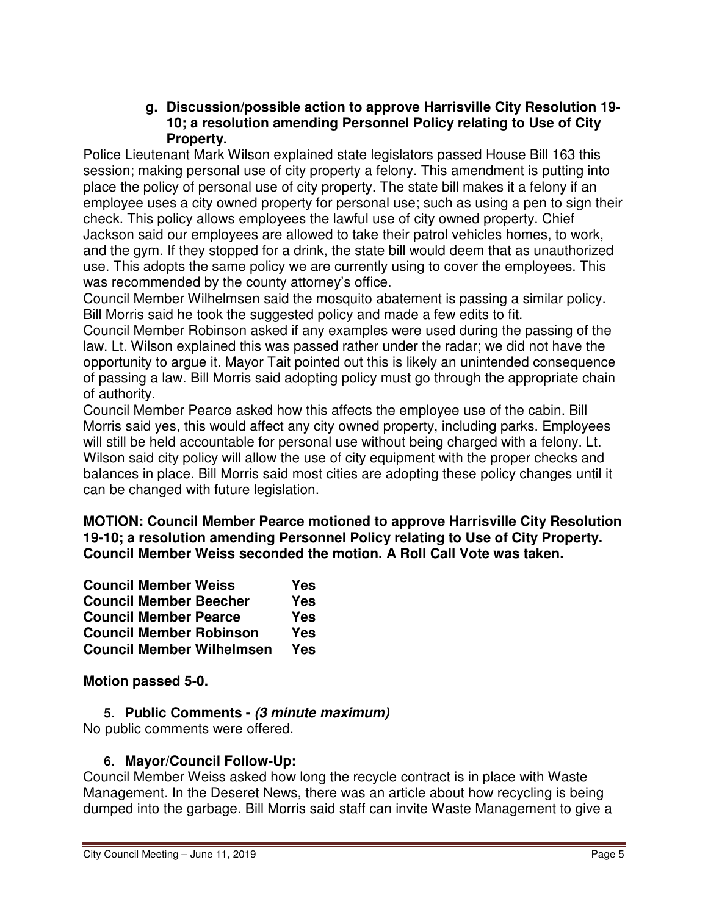**g. Discussion/possible action to approve Harrisville City Resolution 19-10; a resolution amending Personnel Policy relating to Use of City Property.**

Police Lieutenant Mark Wilson explained state legislators passed House Bill 163 this session; making personal use of city property a felony. This amendment is putting into place the policy of personal use of city property. The state bill makes it a felony if an employee uses a city owned property for personal use; such as using a pen to sign their check. This policy allows employees the lawful use of city owned property. Chief Jackson said our employees are allowed to take their patrol vehicles homes, to work, and the gym. If they stopped for a drink, the state bill would deem that as unauthorized use. This adopts the same policy we are currently using to cover the employees. This was recommended by the county attorney's office.

Council Member Wilhelmsen said the mosquito abatement is passing a similar policy. Bill Morris said he took the suggested policy and made a few edits to fit.

Council Member Robinson asked if any examples were used during the passing of the law. Lt. Wilson explained this was passed rather under the radar; we did not have the opportunity to argue it. Mayor Tait pointed out this is likely an unintended consequence of passing a law. Bill Morris said adopting policy must go through the appropriate chain of authority.

Council Member Pearce asked how this affects the employee use of the cabin. Bill Morris said yes, this would affect any city owned property, including parks. Employees will still be held accountable for personal use without being charged with a felony. Lt. Wilson said city policy will allow the use of city equipment with the proper checks and balances in place. Bill Morris said most cities are adopting these policy changes until it can be changed with future legislation.

**MOTION: Council Member Pearce motioned to approve Harrisville City Resolution 19-10; a resolution amending Personnel Policy relating to Use of City Property. Council Member Weiss seconded the motion. A Roll Call Vote was taken.**

| | |
|---|---|
| **Council Member Weiss** | **Yes** |
| **Council Member Beecher** | **Yes** |
| **Council Member Pearce** | **Yes** |
| **Council Member Robinson** | **Yes** |
| **Council Member Wilhelmsen** | **Yes** |

**Motion passed 5-0.**

## 5. Public Comments - *(3 minute maximum)*

No public comments were offered.

## 6. Mayor/Council Follow-Up:

Council Member Weiss asked how long the recycle contract is in place with Waste Management. In the Deseret News, there was an article about how recycling is being dumped into the garbage. Bill Morris said staff can invite Waste Management to give a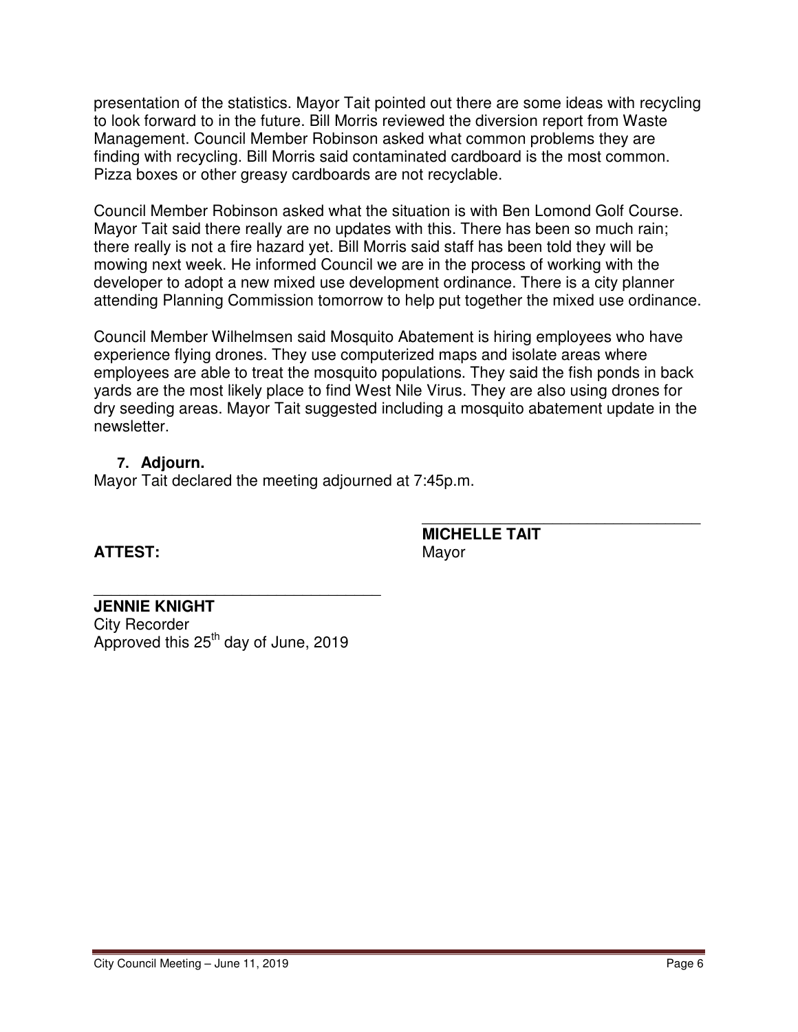presentation of the statistics. Mayor Tait pointed out there are some ideas with recycling to look forward to in the future. Bill Morris reviewed the diversion report from Waste Management. Council Member Robinson asked what common problems they are finding with recycling. Bill Morris said contaminated cardboard is the most common. Pizza boxes or other greasy cardboards are not recyclable.

Council Member Robinson asked what the situation is with Ben Lomond Golf Course. Mayor Tait said there really are no updates with this. There has been so much rain; there really is not a fire hazard yet. Bill Morris said staff has been told they will be mowing next week. He informed Council we are in the process of working with the developer to adopt a new mixed use development ordinance. There is a city planner attending Planning Commission tomorrow to help put together the mixed use ordinance.

Council Member Wilhelmsen said Mosquito Abatement is hiring employees who have experience flying drones. They use computerized maps and isolate areas where employees are able to treat the mosquito populations. They said the fish ponds in back yards are the most likely place to find West Nile Virus. They are also using drones for dry seeding areas. Mayor Tait suggested including a mosquito abatement update in the newsletter.

**7. Adjourn.**

Mayor Tait declared the meeting adjourned at 7:45p.m.

**ATTEST:**

_________________________________
**MICHELLE TAIT**
Mayor

_________________________________
**JENNIE KNIGHT**
City Recorder
Approved this 25th day of June, 2019